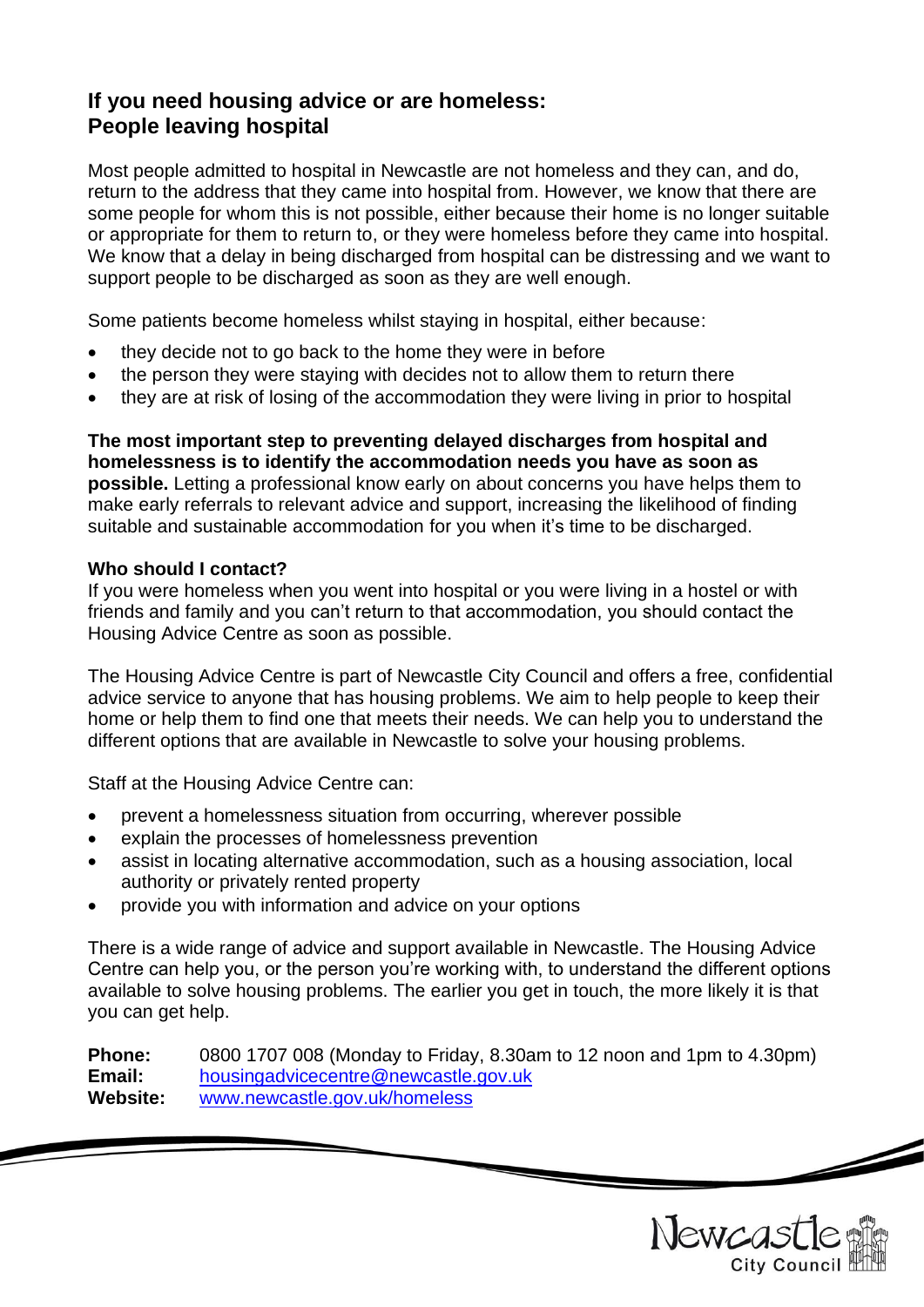## If you need housing advice or are homeless:
## People leaving hospital

Most people admitted to hospital in Newcastle are not homeless and they can, and do, return to the address that they came into hospital from. However, we know that there are some people for whom this is not possible, either because their home is no longer suitable or appropriate for them to return to, or they were homeless before they came into hospital. We know that a delay in being discharged from hospital can be distressing and we want to support people to be discharged as soon as they are well enough.

Some patients become homeless whilst staying in hospital, either because:

- they decide not to go back to the home they were in before
- the person they were staying with decides not to allow them to return there
- they are at risk of losing of the accommodation they were living in prior to hospital

**The most important step to preventing delayed discharges from hospital and homelessness is to identify the accommodation needs you have as soon as possible.** Letting a professional know early on about concerns you have helps them to make early referrals to relevant advice and support, increasing the likelihood of finding suitable and sustainable accommodation for you when it's time to be discharged.

**Who should I contact?**
If you were homeless when you went into hospital or you were living in a hostel or with friends and family and you can't return to that accommodation, you should contact the Housing Advice Centre as soon as possible.

The Housing Advice Centre is part of Newcastle City Council and offers a free, confidential advice service to anyone that has housing problems. We aim to help people to keep their home or help them to find one that meets their needs. We can help you to understand the different options that are available in Newcastle to solve your housing problems.

Staff at the Housing Advice Centre can:

- prevent a homelessness situation from occurring, wherever possible
- explain the processes of homelessness prevention
- assist in locating alternative accommodation, such as a housing association, local authority or privately rented property
- provide you with information and advice on your options

There is a wide range of advice and support available in Newcastle. The Housing Advice Centre can help you, or the person you're working with, to understand the different options available to solve housing problems. The earlier you get in touch, the more likely it is that you can get help.

**Phone:** 0800 1707 008 (Monday to Friday, 8.30am to 12 noon and 1pm to 4.30pm)
**Email:** housingadvicecentre@newcastle.gov.uk
**Website:** www.newcastle.gov.uk/homeless

Newcastle City Council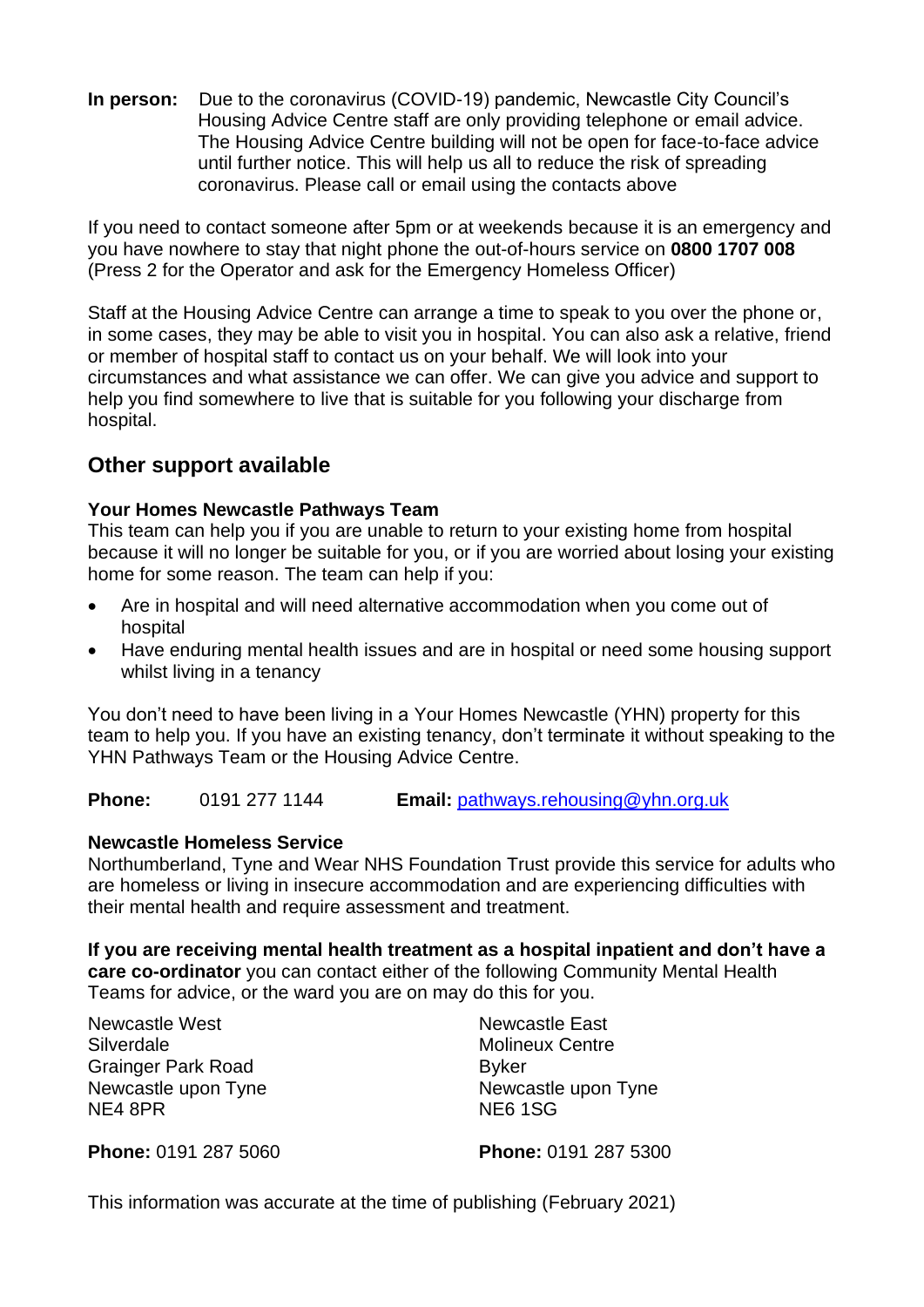**In person:** Due to the coronavirus (COVID-19) pandemic, Newcastle City Council's Housing Advice Centre staff are only providing telephone or email advice. The Housing Advice Centre building will not be open for face-to-face advice until further notice. This will help us all to reduce the risk of spreading coronavirus. Please call or email using the contacts above

If you need to contact someone after 5pm or at weekends because it is an emergency and you have nowhere to stay that night phone the out-of-hours service on **0800 1707 008** (Press 2 for the Operator and ask for the Emergency Homeless Officer)

Staff at the Housing Advice Centre can arrange a time to speak to you over the phone or, in some cases, they may be able to visit you in hospital. You can also ask a relative, friend or member of hospital staff to contact us on your behalf. We will look into your circumstances and what assistance we can offer. We can give you advice and support to help you find somewhere to live that is suitable for you following your discharge from hospital.

## Other support available

### Your Homes Newcastle Pathways Team

This team can help you if you are unable to return to your existing home from hospital because it will no longer be suitable for you, or if you are worried about losing your existing home for some reason. The team can help if you:

- Are in hospital and will need alternative accommodation when you come out of hospital
- Have enduring mental health issues and are in hospital or need some housing support whilst living in a tenancy

You don't need to have been living in a Your Homes Newcastle (YHN) property for this team to help you. If you have an existing tenancy, don't terminate it without speaking to the YHN Pathways Team or the Housing Advice Centre.

**Phone:** 0191 277 1144 **Email:** pathways.rehousing@yhn.org.uk

### Newcastle Homeless Service

Northumberland, Tyne and Wear NHS Foundation Trust provide this service for adults who are homeless or living in insecure accommodation and are experiencing difficulties with their mental health and require assessment and treatment.

**If you are receiving mental health treatment as a hospital inpatient and don't have a care co-ordinator** you can contact either of the following Community Mental Health Teams for advice, or the ward you are on may do this for you.

Newcastle West
Silverdale
Grainger Park Road
Newcastle upon Tyne
NE4 8PR

**Phone:** 0191 287 5060

Newcastle East
Molineux Centre
Byker
Newcastle upon Tyne
NE6 1SG

**Phone:** 0191 287 5300

This information was accurate at the time of publishing (February 2021)